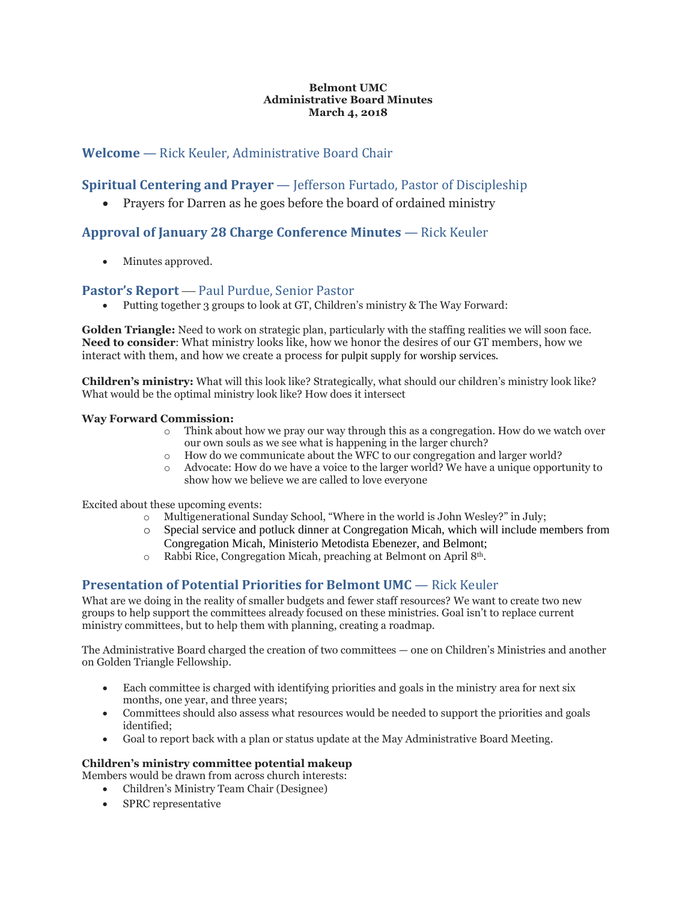**Belmont UMC**
**Administrative Board Minutes**
**March 4, 2018**

## **Welcome** — Rick Keuler, Administrative Board Chair

## **Spiritual Centering and Prayer** — Jefferson Furtado, Pastor of Discipleship

- Prayers for Darren as he goes before the board of ordained ministry

## **Approval of January 28 Charge Conference Minutes** — Rick Keuler

- Minutes approved.

## **Pastor's Report** — Paul Purdue, Senior Pastor

- Putting together 3 groups to look at GT, Children's ministry & The Way Forward:

**Golden Triangle:** Need to work on strategic plan, particularly with the staffing realities we will soon face. **Need to consider**: What ministry looks like, how we honor the desires of our GT members, how we interact with them, and how we create a process for pulpit supply for worship services.

**Children's ministry:** What will this look like? Strategically, what should our children's ministry look like? What would be the optimal ministry look like? How does it intersect

**Way Forward Commission:**

- Think about how we pray our way through this as a congregation. How do we watch over our own souls as we see what is happening in the larger church?
- How do we communicate about the WFC to our congregation and larger world?
- Advocate: How do we have a voice to the larger world? We have a unique opportunity to show how we believe we are called to love everyone

Excited about these upcoming events:

- Multigenerational Sunday School, "Where in the world is John Wesley?" in July;
- Special service and potluck dinner at Congregation Micah, which will include members from Congregation Micah, Ministerio Metodista Ebenezer, and Belmont;
- Rabbi Rice, Congregation Micah, preaching at Belmont on April 8th.

## **Presentation of Potential Priorities for Belmont UMC** — Rick Keuler

What are we doing in the reality of smaller budgets and fewer staff resources? We want to create two new groups to help support the committees already focused on these ministries. Goal isn't to replace current ministry committees, but to help them with planning, creating a roadmap.

The Administrative Board charged the creation of two committees — one on Children's Ministries and another on Golden Triangle Fellowship.

- Each committee is charged with identifying priorities and goals in the ministry area for next six months, one year, and three years;
- Committees should also assess what resources would be needed to support the priorities and goals identified;
- Goal to report back with a plan or status update at the May Administrative Board Meeting.

**Children's ministry committee potential makeup**
Members would be drawn from across church interests:

- Children's Ministry Team Chair (Designee)
- SPRC representative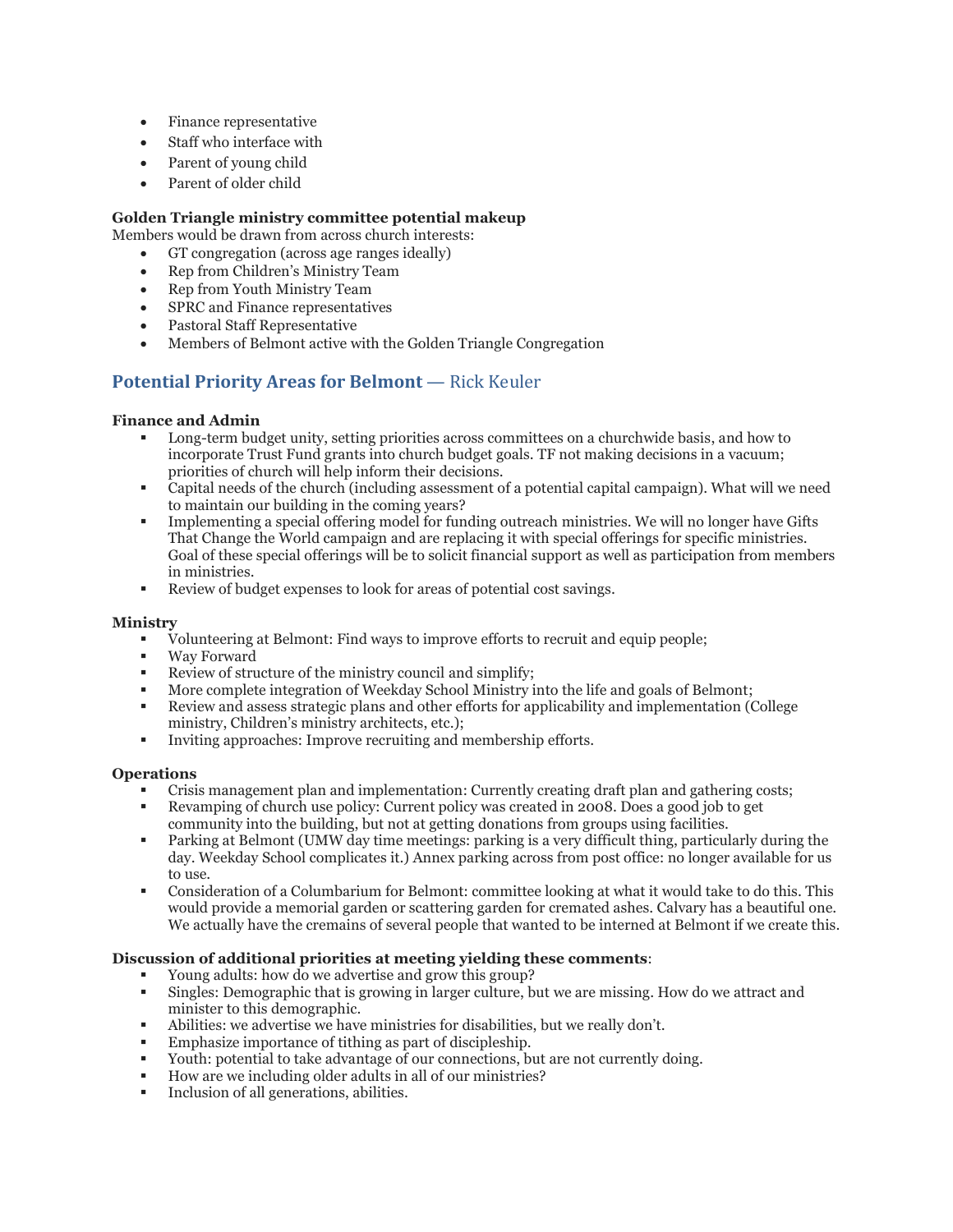- Finance representative
- Staff who interface with
- Parent of young child
- Parent of older child

**Golden Triangle ministry committee potential makeup**
Members would be drawn from across church interests:

- GT congregation (across age ranges ideally)
- Rep from Children's Ministry Team
- Rep from Youth Ministry Team
- SPRC and Finance representatives
- Pastoral Staff Representative
- Members of Belmont active with the Golden Triangle Congregation

## **Potential Priority Areas for Belmont** — Rick Keuler

**Finance and Admin**

- Long-term budget unity, setting priorities across committees on a churchwide basis, and how to incorporate Trust Fund grants into church budget goals. TF not making decisions in a vacuum; priorities of church will help inform their decisions.
- Capital needs of the church (including assessment of a potential capital campaign). What will we need to maintain our building in the coming years?
- Implementing a special offering model for funding outreach ministries. We will no longer have Gifts That Change the World campaign and are replacing it with special offerings for specific ministries. Goal of these special offerings will be to solicit financial support as well as participation from members in ministries.
- Review of budget expenses to look for areas of potential cost savings.

**Ministry**

- Volunteering at Belmont: Find ways to improve efforts to recruit and equip people;
- Way Forward
- Review of structure of the ministry council and simplify;
- More complete integration of Weekday School Ministry into the life and goals of Belmont;
- Review and assess strategic plans and other efforts for applicability and implementation (College ministry, Children's ministry architects, etc.);
- Inviting approaches: Improve recruiting and membership efforts.

**Operations**

- Crisis management plan and implementation: Currently creating draft plan and gathering costs;
- Revamping of church use policy: Current policy was created in 2008. Does a good job to get community into the building, but not at getting donations from groups using facilities.
- Parking at Belmont (UMW day time meetings: parking is a very difficult thing, particularly during the day. Weekday School complicates it.) Annex parking across from post office: no longer available for us to use.
- Consideration of a Columbarium for Belmont: committee looking at what it would take to do this. This would provide a memorial garden or scattering garden for cremated ashes. Calvary has a beautiful one. We actually have the cremains of several people that wanted to be interned at Belmont if we create this.

**Discussion of additional priorities at meeting yielding these comments**:

- Young adults: how do we advertise and grow this group?
- Singles: Demographic that is growing in larger culture, but we are missing. How do we attract and minister to this demographic.
- Abilities: we advertise we have ministries for disabilities, but we really don't.
- Emphasize importance of tithing as part of discipleship.
- Youth: potential to take advantage of our connections, but are not currently doing.
- How are we including older adults in all of our ministries?
- Inclusion of all generations, abilities.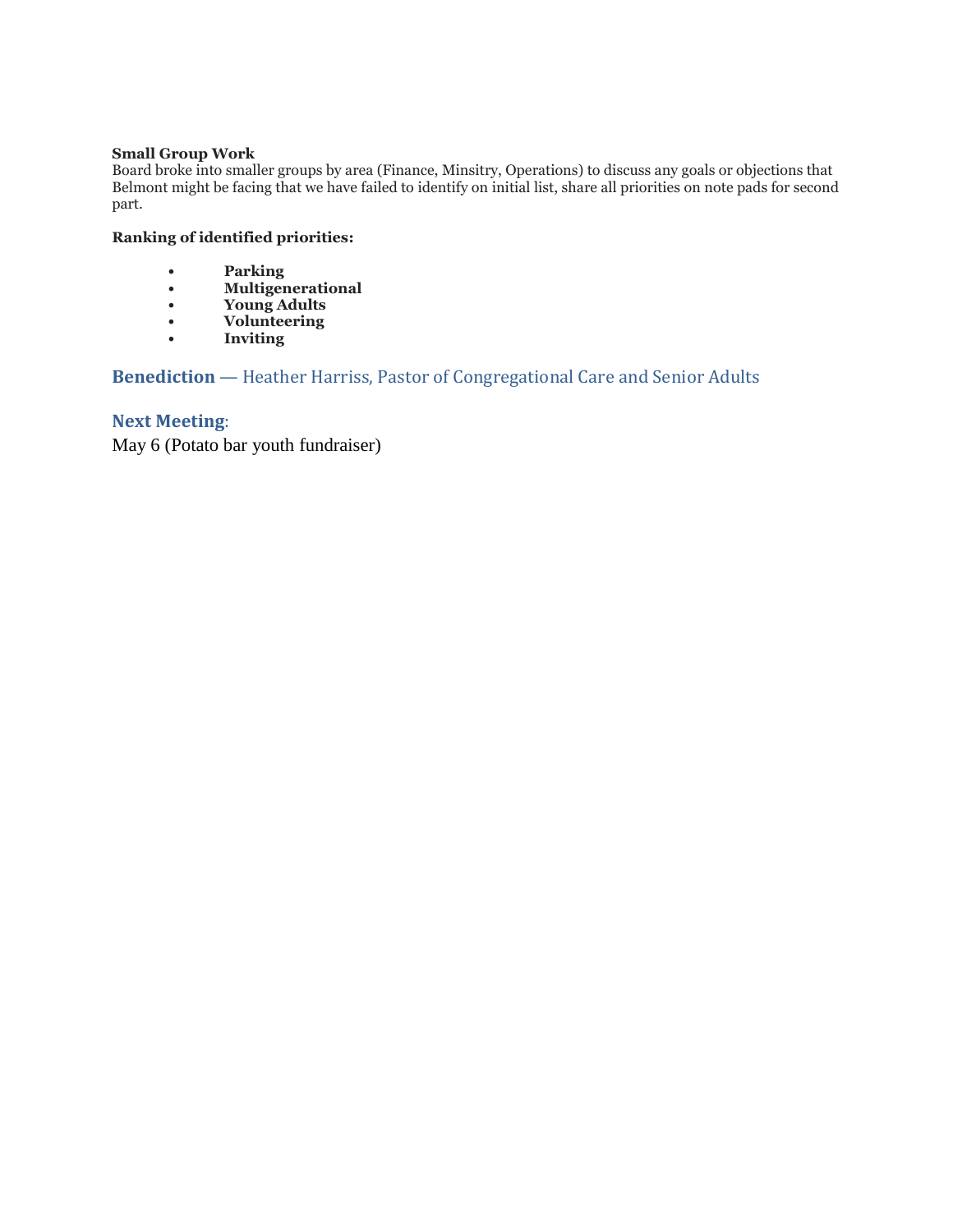**Small Group Work**
Board broke into smaller groups by area (Finance, Minsitry, Operations) to discuss any goals or objections that Belmont might be facing that we have failed to identify on initial list, share all priorities on note pads for second part.

**Ranking of identified priorities:**

- **Parking**
- **Multigenerational**
- **Young Adults**
- **Volunteering**
- **Inviting**

**Benediction** — Heather Harriss, Pastor of Congregational Care and Senior Adults

**Next Meeting**:
May 6 (Potato bar youth fundraiser)